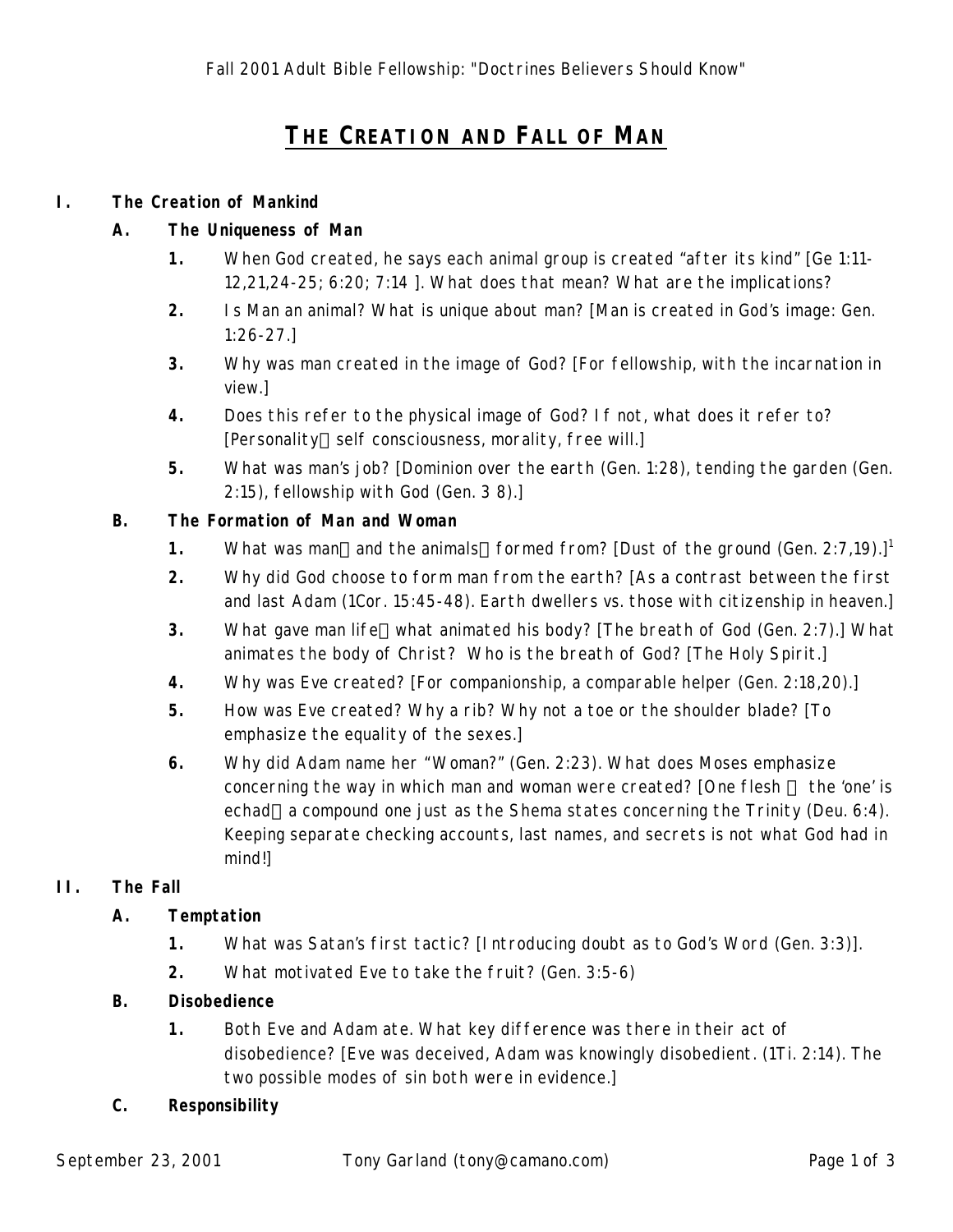# THE CREATION AND FALL OF MAN

## I. The Creation of Mankind

### A. The Uniqueness of Man

1. When God created, he says each animal group is created "after its kind" [Ge 1:11-12,21,24-25; 6:20; 7:14 ]. What does that mean? What are the implications?
2. Is Man an animal? What is unique about man? [Man is created in God's image: Gen. 1:26-27.]
3. Why was man created in the image of God? [For fellowship, with the incarnation in view.]
4. Does this refer to the physical image of God? If not, what does it refer to? [Personality self consciousness, morality, free will.]
5. What was man's job? [Dominion over the earth (Gen. 1:28), tending the garden (Gen. 2:15), fellowship with God (Gen. 3 8).]

### B. The Formation of Man and Woman

1. What was man and the animals formed from? [Dust of the ground (Gen. 2:7,19).][1]
2. Why did God choose to form man from the earth? [As a contrast between the first and last Adam (1Cor. 15:45-48). Earth dwellers vs. those with citizenship in heaven.]
3. What gave man life what animated his body? [The breath of God (Gen. 2:7).] What animates the body of Christ? Who is the breath of God? [The Holy Spirit.]
4. Why was Eve created? [For companionship, a comparable helper (Gen. 2:18,20).]
5. How was Eve created? Why a rib? Why not a toe or the shoulder blade? [To emphasize the equality of the sexes.]
6. Why did Adam name her "Woman?" (Gen. 2:23). What does Moses emphasize concerning the way in which man and woman were created? [One flesh the 'one' is echad a compound one just as the Shema states concerning the Trinity (Deu. 6:4). Keeping separate checking accounts, last names, and secrets is not what God had in mind!]

## II. The Fall

### A. Temptation

1. What was Satan's first tactic? [Introducing doubt as to God's Word (Gen. 3:3)].
2. What motivated Eve to take the fruit? (Gen. 3:5-6)

### B. Disobedience

1. Both Eve and Adam ate. What key difference was there in their act of disobedience? [Eve was deceived, Adam was knowingly disobedient. (1Ti. 2:14). The two possible modes of sin both were in evidence.]

### C. Responsibility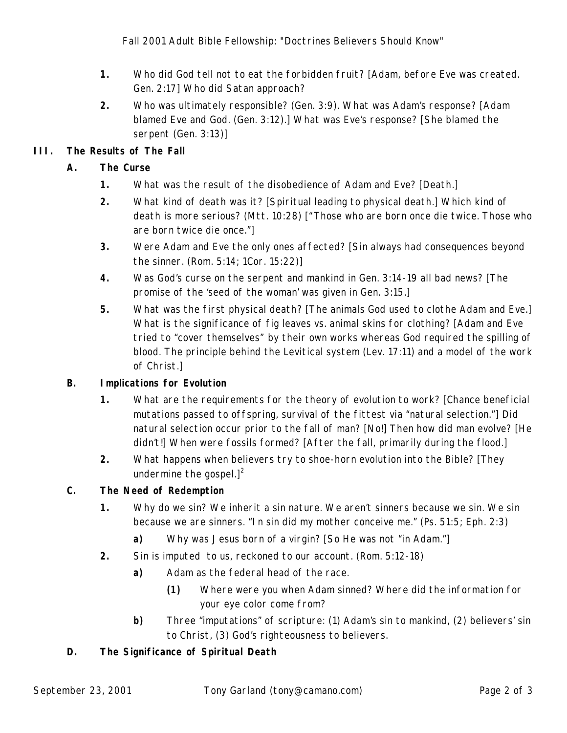1. Who did God tell not to eat the forbidden fruit? [Adam, before Eve was created. Gen. 2:17] Who did Satan approach?
2. Who was ultimately responsible? (Gen. 3:9). What was Adam's response? [Adam blamed Eve and God. (Gen. 3:12).] What was Eve's response? [She blamed the serpent (Gen. 3:13)]

## III. The Results of The Fall

### A. The Curse

1. What was the result of the disobedience of Adam and Eve? [Death.]
2. What kind of death was it? [Spiritual leading to physical death.] Which kind of death is more serious? (Mtt. 10:28) ["Those who are born once die twice. Those who are born twice die once."]
3. Were Adam and Eve the only ones affected? [Sin always had consequences beyond the sinner. (Rom. 5:14; 1Cor. 15:22)]
4. Was God's curse on the serpent and mankind in Gen. 3:14-19 all bad news? [The promise of the 'seed of the woman' was given in Gen. 3:15.]
5. What was the first physical death? [The animals God used to clothe Adam and Eve.] What is the significance of fig leaves vs. animal skins for clothing? [Adam and Eve tried to "cover themselves" by their own works whereas God required the spilling of blood. The principle behind the Levitical system (Lev. 17:11) and a model of the work of Christ.]

### B. Implications for Evolution

1. What are the requirements for the theory of evolution to work? [Chance beneficial mutations passed to offspring, survival of the fittest via "natural selection."] Did natural selection occur prior to the fall of man? [No!] Then how did man evolve? [He didn't!] When were fossils formed? [After the fall, primarily during the flood.]
2. What happens when believers try to shoe-horn evolution into the Bible? [They undermine the gospel.][2]

### C. The Need of Redemption

1. Why do we sin? We inherit a sin nature. We aren't sinners because we sin. We sin because we are sinners. "In sin did my mother conceive me." (Ps. 51:5; Eph. 2:3)
   a) Why was Jesus born of a virgin? [So He was not "in Adam."]
2. Sin is imputed to us, reckoned to our account. (Rom. 5:12-18)
   a) Adam as the federal head of the race.
      (1) Where were you when Adam sinned? Where did the information for your eye color come from?
   b) Three "imputations" of scripture: (1) Adam's sin to mankind, (2) believers' sin to Christ, (3) God's righteousness to believers.

### D. The Significance of Spiritual Death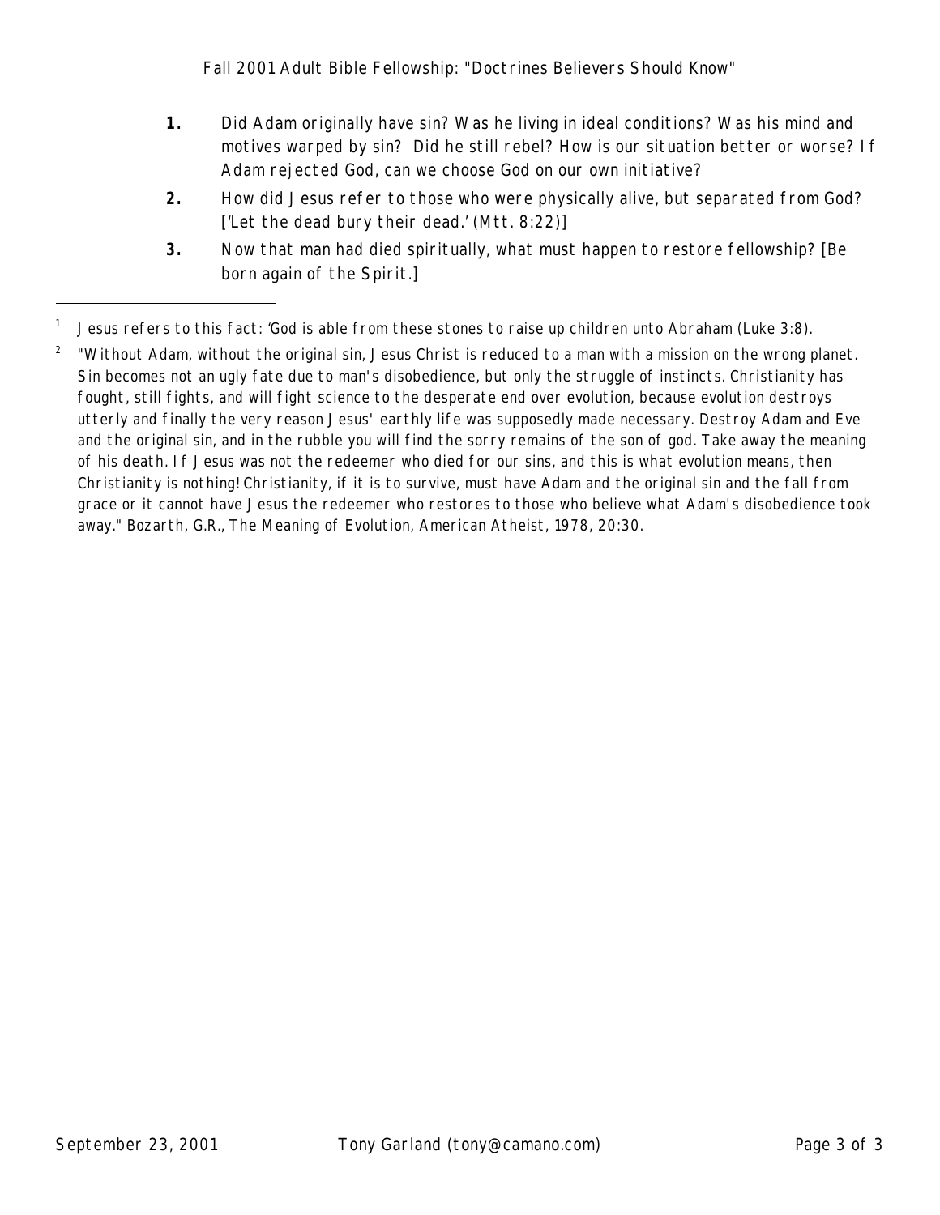1. Did Adam originally have sin? Was he living in ideal conditions? Was his mind and motives warped by sin? Did he still rebel? How is our situation better or worse? If Adam rejected God, can we choose God on our own initiative?
2. How did Jesus refer to those who were physically alive, but separated from God? ['Let the dead bury their dead.' (Mtt. 8:22)]
3. Now that man had died spiritually, what must happen to restore fellowship? [Be born again of the Spirit.]

---

[1] Jesus refers to this fact: 'God is able from these stones to raise up children unto Abraham (Luke 3:8).

[2] "Without Adam, without the original sin, Jesus Christ is reduced to a man with a mission on the wrong planet. Sin becomes not an ugly fate due to man's disobedience, but only the struggle of instincts. Christianity has fought, still fights, and will fight science to the desperate end over evolution, because evolution destroys utterly and finally the very reason Jesus' earthly life was supposedly made necessary. Destroy Adam and Eve and the original sin, and in the rubble you will find the sorry remains of the son of god. Take away the meaning of his death. If Jesus was not the redeemer who died for our sins, and this is what evolution means, then Christianity is nothing! Christianity, if it is to survive, must have Adam and the original sin and the fall from grace or it cannot have Jesus the redeemer who restores to those who believe what Adam's disobedience took away." Bozarth, G.R., The Meaning of Evolution, American Atheist, 1978, 20:30.